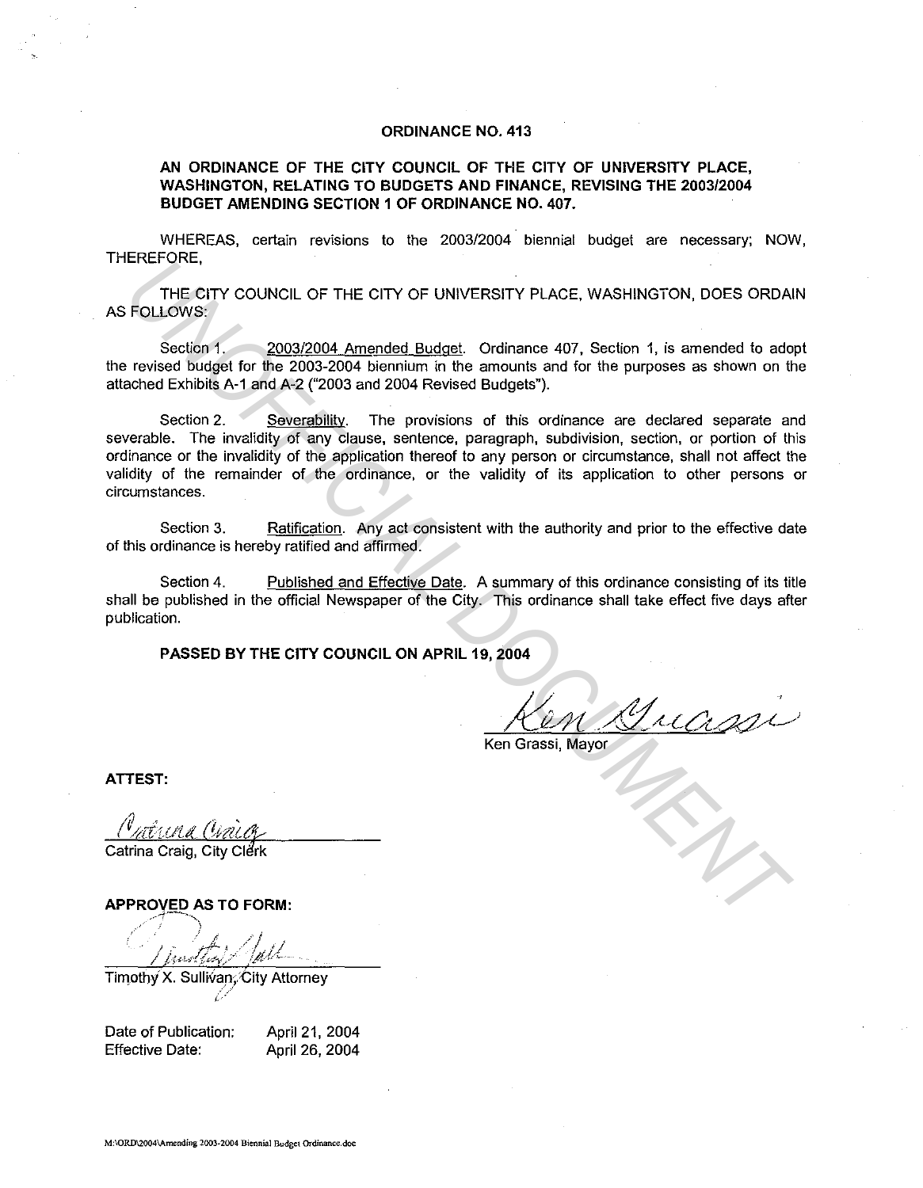# ORDINANCE NO. 413

## AN ORDINANCE OF THE CITY COUNCIL OF THE CITY OF UNIVERSITY PLACE, WASHINGTON, RELATING TO BUDGETS AND FINANCE, REVISING THE 2003/2004 BUDGET AMENDING SECTION 1 OF ORDINANCE NO. 407.

WHEREAS, certain revisions to the 2003/2004 biennial budget are necessary; NOW, THEREFORE,

THE CITY COUNCIL OF THE CITY OF UNIVERSITY PLACE, WASHINGTON, DOES ORDAIN AS FOLLOWS:

Section 1. 2003/2004 Amended Budget. Ordinance 407, Section 1, is amended to adopt the revised budget for the 2003-2004 biennium in the amounts and for the purposes as shown on the attached Exhibits A-1 and A-2 ("2003 and 2004 Revised Budgets").

Section 2. Severability. The provisions of this ordinance are declared separate and severable. The invalidity of any clause, sentence, paragraph, subdivision, section, or portion of this ordinance or the invalidity of the application thereof to any person or circumstance, shall not affect the validity of the remainder of the ordinance, or the validity of its application to other persons or circumstances.

Section 3. Ratification. Any act consistent with the authority and prior to the effective date of this ordinance is hereby ratified and affirmed.

Section 4. Published and Effective Date. A summary of this ordinance consisting of its title shall be published in the official Newspaper of the City. This ordinance shall take effect five days after publication.

**PASSED BY THE CITY COUNCIL ON APRIL 19, 2004**

Ken Grassi, Mayor

**ATTEST:**

Catrina Craig, City Clerk

**APPROVED AS TO FORM:**

Timothy X. Sullivan, City Attorney

Date of Publication: April 21, 2004
Effective Date: April 26, 2004

M:\ORD\2004\Amending 2003-2004 Biennial Budget Ordinance.doc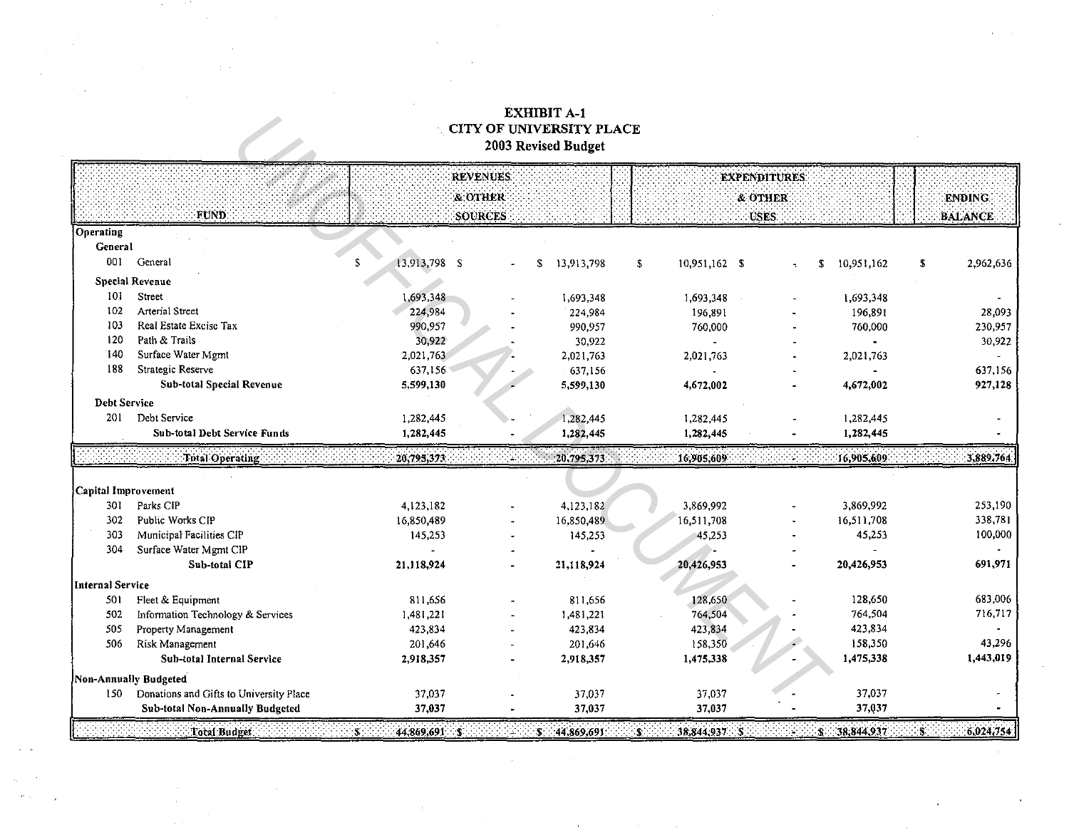# EXHIBIT A-1
# CITY OF UNIVERSITY PLACE
## 2003 Revised Budget

| FUND | REVENUES & OTHER SOURCES | | | EXPENDITURES & OTHER USES | | | ENDING BALANCE |
|---|---|---|---|---|---|---|---|
| **Operating** | | | | | | | |
| **General** | | | | | | | |
| 001 General | $ 13,913,798 | $ - | $ 13,913,798 | $ 10,951,162 | $ - | $ 10,951,162 | $ 2,962,636 |
| **Special Revenue** | | | | | | | |
| 101 Street | 1,693,348 | - | 1,693,348 | 1,693,348 | - | 1,693,348 | - |
| 102 Arterial Street | 224,984 | - | 224,984 | 196,891 | - | 196,891 | 28,093 |
| 103 Real Estate Excise Tax | 990,957 | - | 990,957 | 760,000 | - | 760,000 | 230,957 |
| 120 Path & Trails | 30,922 | - | 30,922 | - | - | - | 30,922 |
| 140 Surface Water Mgmt | 2,021,763 | - | 2,021,763 | 2,021,763 | - | 2,021,763 | - |
| 188 Strategic Reserve | 637,156 | - | 637,156 | - | - | - | 637,156 |
| **Sub-total Special Revenue** | **5,599,130** | **-** | **5,599,130** | **4,672,002** | **-** | **4,672,002** | **927,128** |
| **Debt Service** | | | | | | | |
| 201 Debt Service | 1,282,445 | - | 1,282,445 | 1,282,445 | - | 1,282,445 | - |
| **Sub-total Debt Service Funds** | **1,282,445** | **-** | **1,282,445** | **1,282,445** | **-** | **1,282,445** | **-** |
| **Total Operating** | **20,795,373** | **-** | **20,795,373** | **16,905,609** | **-** | **16,905,609** | **3,889,764** |
| **Capital Improvement** | | | | | | | |
| 301 Parks CIP | 4,123,182 | - | 4,123,182 | 3,869,992 | - | 3,869,992 | 253,190 |
| 302 Public Works CIP | 16,850,489 | - | 16,850,489 | 16,511,708 | - | 16,511,708 | 338,781 |
| 303 Municipal Facilities CIP | 145,253 | - | 145,253 | 45,253 | - | 45,253 | 100,000 |
| 304 Surface Water Mgmt CIP | - | - | - | - | - | - | - |
| **Sub-total CIP** | **21,118,924** | **-** | **21,118,924** | **20,426,953** | **-** | **20,426,953** | **691,971** |
| **Internal Service** | | | | | | | |
| 501 Fleet & Equipment | 811,656 | - | 811,656 | 128,650 | - | 128,650 | 683,006 |
| 502 Information Technology & Services | 1,481,221 | - | 1,481,221 | 764,504 | - | 764,504 | 716,717 |
| 505 Property Management | 423,834 | - | 423,834 | 423,834 | - | 423,834 | - |
| 506 Risk Management | 201,646 | - | 201,646 | 158,350 | - | 158,350 | 43,296 |
| **Sub-total Internal Service** | **2,918,357** | **-** | **2,918,357** | **1,475,338** | **-** | **1,475,338** | **1,443,019** |
| **Non-Annually Budgeted** | | | | | | | |
| 150 Donations and Gifts to University Place | 37,037 | - | 37,037 | 37,037 | - | 37,037 | - |
| **Sub-total Non-Annually Budgeted** | **37,037** | **-** | **37,037** | **37,037** | **-** | **37,037** | **-** |
| **Total Budget** | **$ 44,869,691** | **$ -** | **$ 44,869,691** | **$ 38,844,937** | **$ -** | **$ 38,844,937** | **$ 6,024,754** |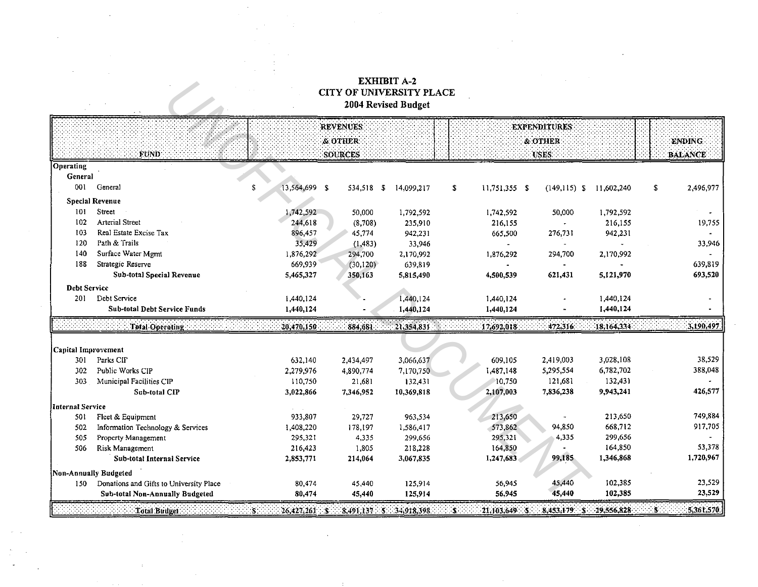# EXHIBIT A-2
## CITY OF UNIVERSITY PLACE
### 2004 Revised Budget

| FUND | | REVENUES & OTHER SOURCES | | | EXPENDITURES & OTHER USES | | | ENDING BALANCE |
|---|---|---|---|---|---|---|---|---|
| **Operating** | | | | | | | | |
| **General** | | | | | | | | |
| 001 | General | $ 13,564,699 | $ 534,518 | $ 14,099,217 | $ 11,751,355 | $ (149,115) | $ 11,602,240 | $ 2,496,977 |
| **Special Revenue** | | | | | | | | |
| 101 | Street | 1,742,592 | 50,000 | 1,792,592 | 1,742,592 | 50,000 | 1,792,592 | - |
| 102 | Arterial Street | 244,618 | (8,708) | 235,910 | 216,155 | - | 216,155 | 19,755 |
| 103 | Real Estate Excise Tax | 896,457 | 45,774 | 942,231 | 665,500 | 276,731 | 942,231 | - |
| 120 | Path & Trails | 35,429 | (1,483) | 33,946 | - | - | - | 33,946 |
| 140 | Surface Water Mgmt | 1,876,292 | 294,700 | 2,170,992 | 1,876,292 | 294,700 | 2,170,992 | - |
| 188 | Strategic Reserve | 669,939 | (30,120) | 639,819 | - | - | - | 639,819 |
| | **Sub-total Special Revenue** | **5,465,327** | **350,163** | **5,815,490** | **4,500,539** | **621,431** | **5,121,970** | **693,520** |
| **Debt Service** | | | | | | | | |
| 201 | Debt Service | 1,440,124 | - | 1,440,124 | 1,440,124 | - | 1,440,124 | - |
| | **Sub-total Debt Service Funds** | **1,440,124** | **-** | **1,440,124** | **1,440,124** | **-** | **1,440,124** | **-** |
| | **Total Operating** | **20,470,150** | **884,681** | **21,354,831** | **17,692,018** | **472,316** | **18,164,334** | **3,190,497** |
| **Capital Improvement** | | | | | | | | |
| 301 | Parks CIP | 632,140 | 2,434,497 | 3,066,637 | 609,105 | 2,419,003 | 3,028,108 | 38,529 |
| 302 | Public Works CIP | 2,279,976 | 4,890,774 | 7,170,750 | 1,487,148 | 5,295,554 | 6,782,702 | 388,048 |
| 303 | Municipal Facilities CIP | 110,750 | 21,681 | 132,431 | 10,750 | 121,681 | 132,431 | - |
| | **Sub-total CIP** | **3,022,866** | **7,346,952** | **10,369,818** | **2,107,003** | **7,836,238** | **9,943,241** | **426,577** |
| **Internal Service** | | | | | | | | |
| 501 | Fleet & Equipment | 933,807 | 29,727 | 963,534 | 213,650 | - | 213,650 | 749,884 |
| 502 | Information Technology & Services | 1,408,220 | 178,197 | 1,586,417 | 573,862 | 94,850 | 668,712 | 917,705 |
| 505 | Property Management | 295,321 | 4,335 | 299,656 | 295,321 | 4,335 | 299,656 | - |
| 506 | Risk Management | 216,423 | 1,805 | 218,228 | 164,850 | - | 164,850 | 53,378 |
| | **Sub-total Internal Service** | **2,853,771** | **214,064** | **3,067,835** | **1,247,683** | **99,185** | **1,346,868** | **1,720,967** |
| **Non-Annually Budgeted** | | | | | | | | |
| 150 | Donations and Gifts to University Place | 80,474 | 45,440 | 125,914 | 56,945 | 45,440 | 102,385 | 23,529 |
| | **Sub-total Non-Annually Budgeted** | **80,474** | **45,440** | **125,914** | **56,945** | **45,440** | **102,385** | **23,529** |
| | **Total Budget** | **$ 26,427,261** | **$ 8,491,137** | **$ 34,918,398** | **$ 21,103,649** | **$ 8,453,179** | **$ 29,556,828** | **$ 5,361,570** |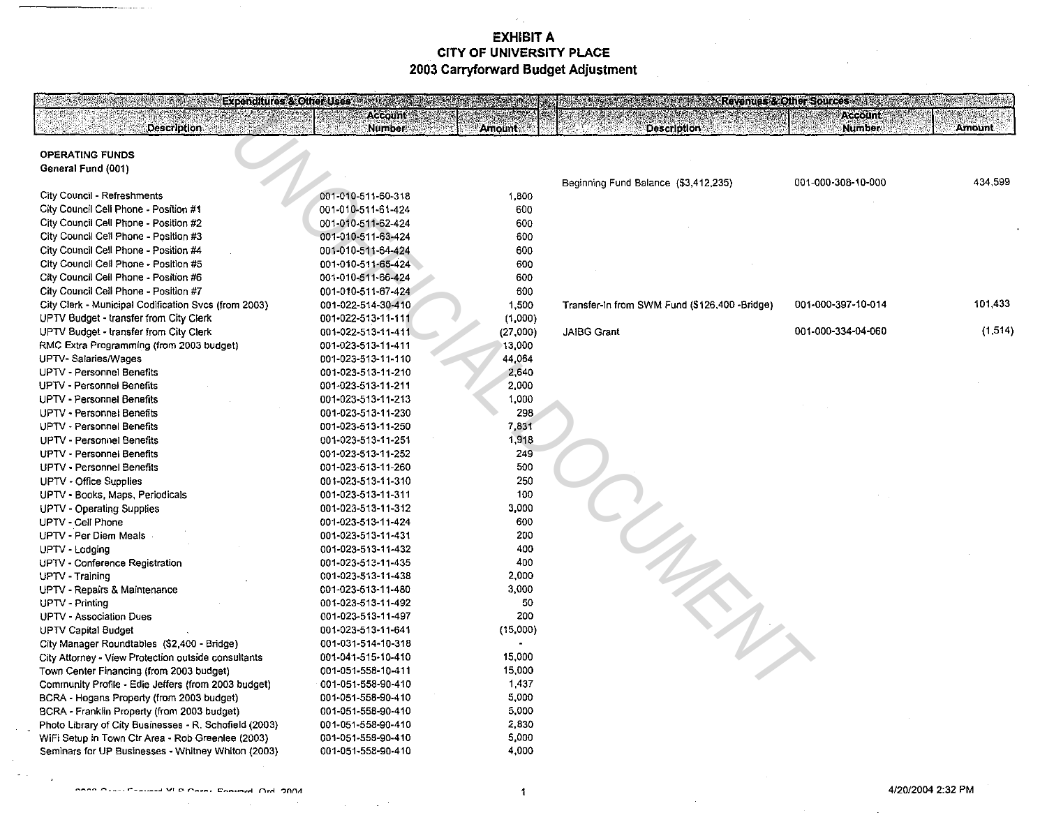# EXHIBIT A
## CITY OF UNIVERSITY PLACE
## 2003 Carryforward Budget Adjustment

| Expenditures & Other Uses | | | Revenues & Other Sources | | |
|---|---|---|---|---|---|
| Description | Account Number | Amount | Description | Account Number | Amount |
| **OPERATING FUNDS** | | | | | |
| **General Fund (001)** | | | | | |
| | | | Beginning Fund Balance ($3,412,235) | 001-000-308-10-000 | 434,599 |
| City Council - Refreshments | 001-010-511-60-318 | 1,800 | | | |
| City Council Cell Phone - Position #1 | 001-010-511-61-424 | 600 | | | |
| City Council Cell Phone - Position #2 | 001-010-511-62-424 | 600 | | | |
| City Council Cell Phone - Position #3 | 001-010-511-63-424 | 600 | | | |
| City Council Cell Phone - Position #4 | 001-010-511-64-424 | 600 | | | |
| City Council Cell Phone - Position #5 | 001-010-511-65-424 | 600 | | | |
| City Council Cell Phone - Position #6 | 001-010-511-66-424 | 600 | | | |
| City Council Cell Phone - Position #7 | 001-010-511-67-424 | 600 | | | |
| City Clerk - Municipal Codification Svcs (from 2003) | 001-022-514-30-410 | 1,500 | Transfer-In from SWM Fund ($126,400 -Bridge) | 001-000-397-10-014 | 101,433 |
| UPTV Budget - transfer from City Clerk | 001-022-513-11-111 | (1,000) | | | |
| UPTV Budget - transfer from City Clerk | 001-022-513-11-411 | (27,000) | JAIBG Grant | 001-000-334-04-060 | (1,514) |
| RMC Extra Programming (from 2003 budget) | 001-023-513-11-411 | 13,000 | | | |
| UPTV- Salaries/Wages | 001-023-513-11-110 | 44,064 | | | |
| UPTV - Personnel Benefits | 001-023-513-11-210 | 2,640 | | | |
| UPTV - Personnel Benefits | 001-023-513-11-211 | 2,000 | | | |
| UPTV - Personnel Benefits | 001-023-513-11-213 | 1,000 | | | |
| UPTV - Personnel Benefits | 001-023-513-11-230 | 298 | | | |
| UPTV - Personnel Benefits | 001-023-513-11-250 | 7,831 | | | |
| UPTV - Personnel Benefits | 001-023-513-11-251 | 1,918 | | | |
| UPTV - Personnel Benefits | 001-023-513-11-252 | 249 | | | |
| UPTV - Personnel Benefits | 001-023-513-11-260 | 500 | | | |
| UPTV - Office Supplies | 001-023-513-11-310 | 250 | | | |
| UPTV - Books, Maps, Periodicals | 001-023-513-11-311 | 100 | | | |
| UPTV - Operating Supplies | 001-023-513-11-312 | 3,000 | | | |
| UPTV - Cell Phone | 001-023-513-11-424 | 600 | | | |
| UPTV - Per Diem Meals | 001-023-513-11-431 | 200 | | | |
| UPTV - Lodging | 001-023-513-11-432 | 400 | | | |
| UPTV - Conference Registration | 001-023-513-11-435 | 400 | | | |
| UPTV - Training | 001-023-513-11-438 | 2,000 | | | |
| UPTV - Repairs & Maintenance | 001-023-513-11-480 | 3,000 | | | |
| UPTV - Printing | 001-023-513-11-492 | 50 | | | |
| UPTV - Association Dues | 001-023-513-11-497 | 200 | | | |
| UPTV Capital Budget | 001-023-513-11-641 | (15,000) | | | |
| City Manager Roundtables ($2,400 - Bridge) | 001-031-514-10-318 | - | | | |
| City Attorney - View Protection outside consultants | 001-041-515-10-410 | 15,000 | | | |
| Town Center Financing (from 2003 budget) | 001-051-558-10-411 | 15,000 | | | |
| Community Profile - Edie Jeffers (from 2003 budget) | 001-051-558-90-410 | 1,437 | | | |
| BCRA - Hogans Property (from 2003 budget) | 001-051-558-90-410 | 5,000 | | | |
| BCRA - Franklin Property (from 2003 budget) | 001-051-558-90-410 | 5,000 | | | |
| Photo Library of City Businesses - R. Schofield (2003) | 001-051-558-90-410 | 2,830 | | | |
| WiFi Setup in Town Ctr Area - Rob Greenlee (2003) | 001-051-558-90-410 | 5,000 | | | |
| Seminars for UP Businesses - Whitney Whiton (2003) | 001-051-558-90-410 | 4,000 | | | |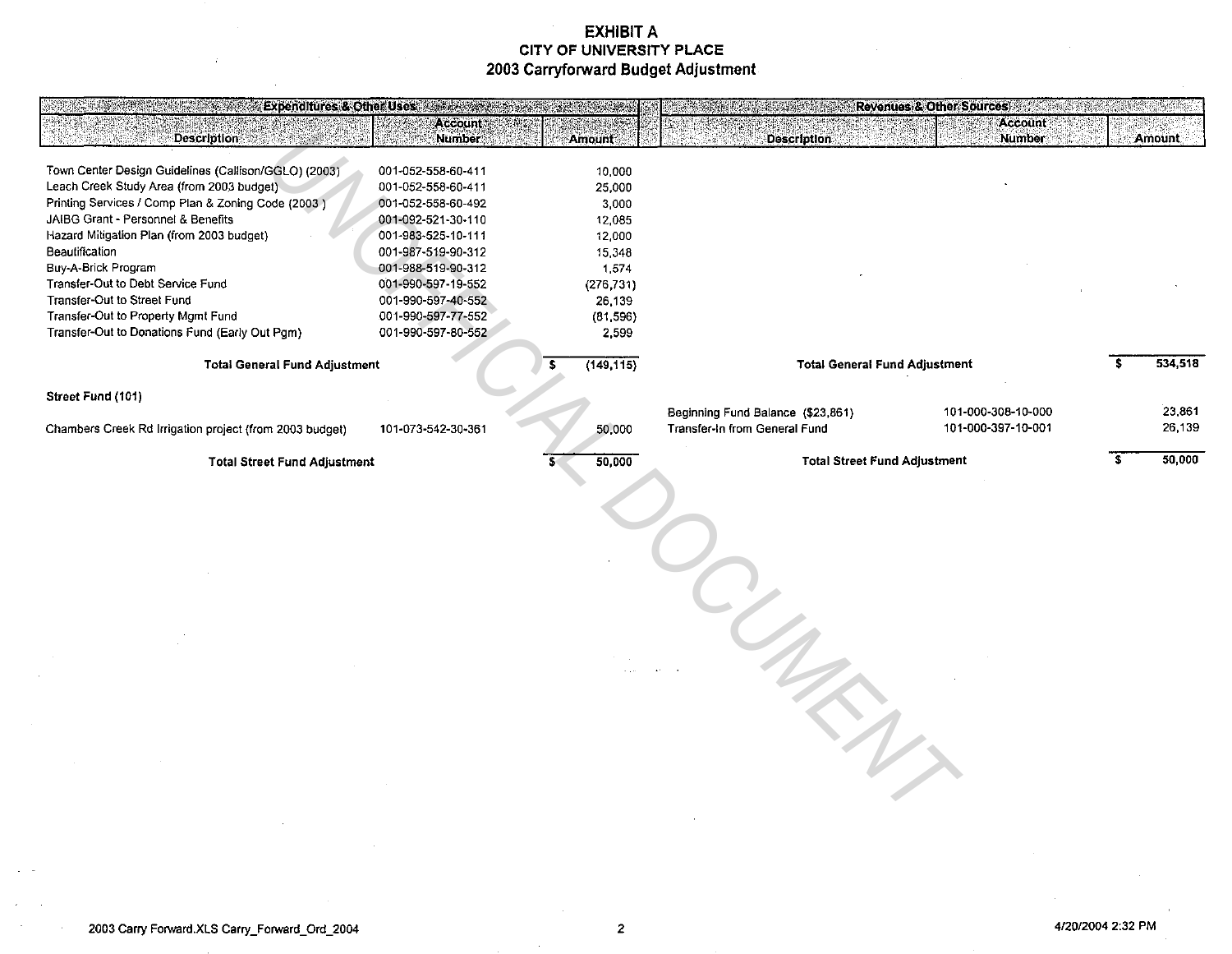# EXHIBIT A
## CITY OF UNIVERSITY PLACE
## 2003 Carryforward Budget Adjustment

| Expenditures & Other Uses | | | Revenues & Other Sources | | |
|---|---|---|---|---|---|
| **Description** | **Account Number** | **Amount** | **Description** | **Account Number** | **Amount** |
| Town Center Design Guidelines (Callison/GGLO) (2003) | 001-052-558-60-411 | 10,000 | | | |
| Leach Creek Study Area (from 2003 budget) | 001-052-558-60-411 | 25,000 | | | |
| Printing Services / Comp Plan & Zoning Code (2003 ) | 001-052-558-60-492 | 3,000 | | | |
| JAIBG Grant - Personnel & Benefits | 001-092-521-30-110 | 12,085 | | | |
| Hazard Mitigation Plan (from 2003 budget) | 001-983-525-10-111 | 12,000 | | | |
| Beautification | 001-987-519-90-312 | 15,348 | | | |
| Buy-A-Brick Program | 001-988-519-90-312 | 1,574 | | | |
| Transfer-Out to Debt Service Fund | 001-990-597-19-552 | (276,731) | | | |
| Transfer-Out to Street Fund | 001-990-597-40-552 | 26,139 | | | |
| Transfer-Out to Property Mgmt Fund | 001-990-597-77-552 | (81,596) | | | |
| Transfer-Out to Donations Fund (Early Out Pgm) | 001-990-597-80-552 | 2,599 | | | |
| **Total General Fund Adjustment** | | $ (149,115) | **Total General Fund Adjustment** | | $ 534,518 |
| **Street Fund (101)** | | | | | |
| | | | Beginning Fund Balance ($23,861) | 101-000-308-10-000 | 23,861 |
| Chambers Creek Rd Irrigation project (from 2003 budget) | 101-073-542-30-361 | 50,000 | Transfer-In from General Fund | 101-000-397-10-001 | 26,139 |
| **Total Street Fund Adjustment** | | $ 50,000 | **Total Street Fund Adjustment** | | $ 50,000 |

2003 Carry Forward.XLS Carry_Forward_Ord_2004 — 4/20/2004 2:32 PM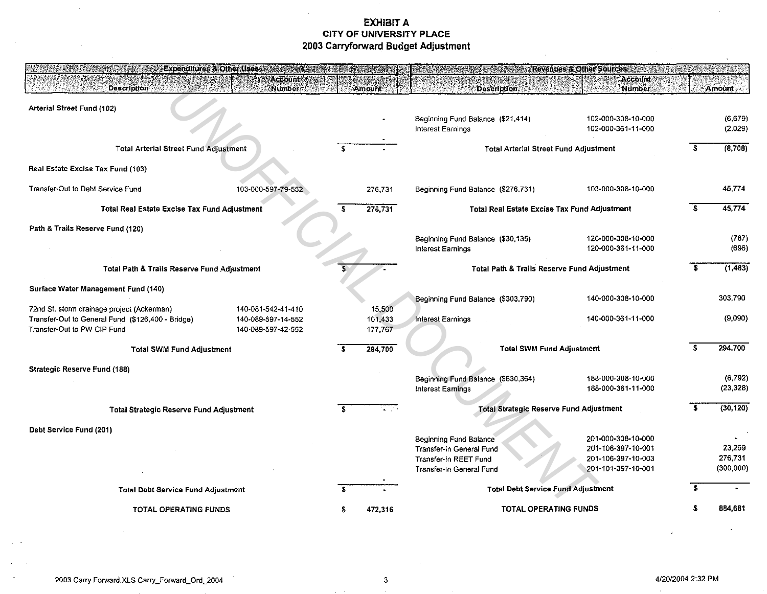# EXHIBIT A

## CITY OF UNIVERSITY PLACE

## 2003 Carryforward Budget Adjustment

| Expenditures & Other Uses | | | Revenues & Other Sources | | |
|---|---|---|---|---|---|
| Description | Account Number | Amount | Description | Account Number | Amount |
| **Arterial Street Fund (102)** | | | | | |
| | | - | Beginning Fund Balance ($21,414) | 102-000-308-10-000 | (6,679) |
| | | | Interest Earnings | 102-000-361-11-000 | (2,029) |
| | | - | | | |
| **Total Arterial Street Fund Adjustment** | | $ - | **Total Arterial Street Fund Adjustment** | | $ (8,708) |
| **Real Estate Excise Tax Fund (103)** | | | | | |
| Transfer-Out to Debt Service Fund | 103-000-597-79-552 | 276,731 | Beginning Fund Balance ($276,731) | 103-000-308-10-000 | 45,774 |
| **Total Real Estate Excise Tax Fund Adjustment** | | $ 276,731 | **Total Real Estate Excise Tax Fund Adjustment** | | $ 45,774 |
| **Path & Trails Reserve Fund (120)** | | | | | |
| | | | Beginning Fund Balance ($30,135) | 120-000-308-10-000 | (787) |
| | | | Interest Earnings | 120-000-361-11-000 | (696) |
| **Total Path & Trails Reserve Fund Adjustment** | | $ - | **Total Path & Trails Reserve Fund Adjustment** | | $ (1,483) |
| **Surface Water Management Fund (140)** | | | | | |
| | | | Beginning Fund Balance ($303,790) | 140-000-308-10-000 | 303,790 |
| 72nd St. storm drainage project (Ackerman) | 140-081-542-41-410 | 15,500 | | | |
| Transfer-Out to General Fund ($126,400 - Bridge) | 140-089-597-14-552 | 101,433 | Interest Earnings | 140-000-361-11-000 | (9,090) |
| Transfer-Out to PW CIP Fund | 140-089-597-42-552 | 177,767 | | | |
| **Total SWM Fund Adjustment** | | $ 294,700 | **Total SWM Fund Adjustment** | | $ 294,700 |
| **Strategic Reserve Fund (188)** | | | | | |
| | | | Beginning Fund Balance ($630,364) | 188-000-308-10-000 | (6,792) |
| | | | Interest Earnings | 188-000-361-11-000 | (23,328) |
| **Total Strategic Reserve Fund Adjustment** | | $ - | **Total Strategic Reserve Fund Adjustment** | | $ (30,120) |
| **Debt Service Fund (201)** | | | | | |
| | | | Beginning Fund Balance | 201-000-308-10-000 | - |
| | | | Transfer-In General Fund | 201-106-397-10-001 | 23,269 |
| | | | Transfer-In REET Fund | 201-106-397-10-003 | 276,731 |
| | | | Transfer-In General Fund | 201-101-397-10-001 | (300,000) |
| | | - | | | |
| **Total Debt Service Fund Adjustment** | | $ - | **Total Debt Service Fund Adjustment** | | $ - |
| **TOTAL OPERATING FUNDS** | | $ 472,316 | **TOTAL OPERATING FUNDS** | | $ 884,681 |

2003 Carry Forward.XLS Carry_Forward_Ord_2004 — 4/20/2004 2:32 PM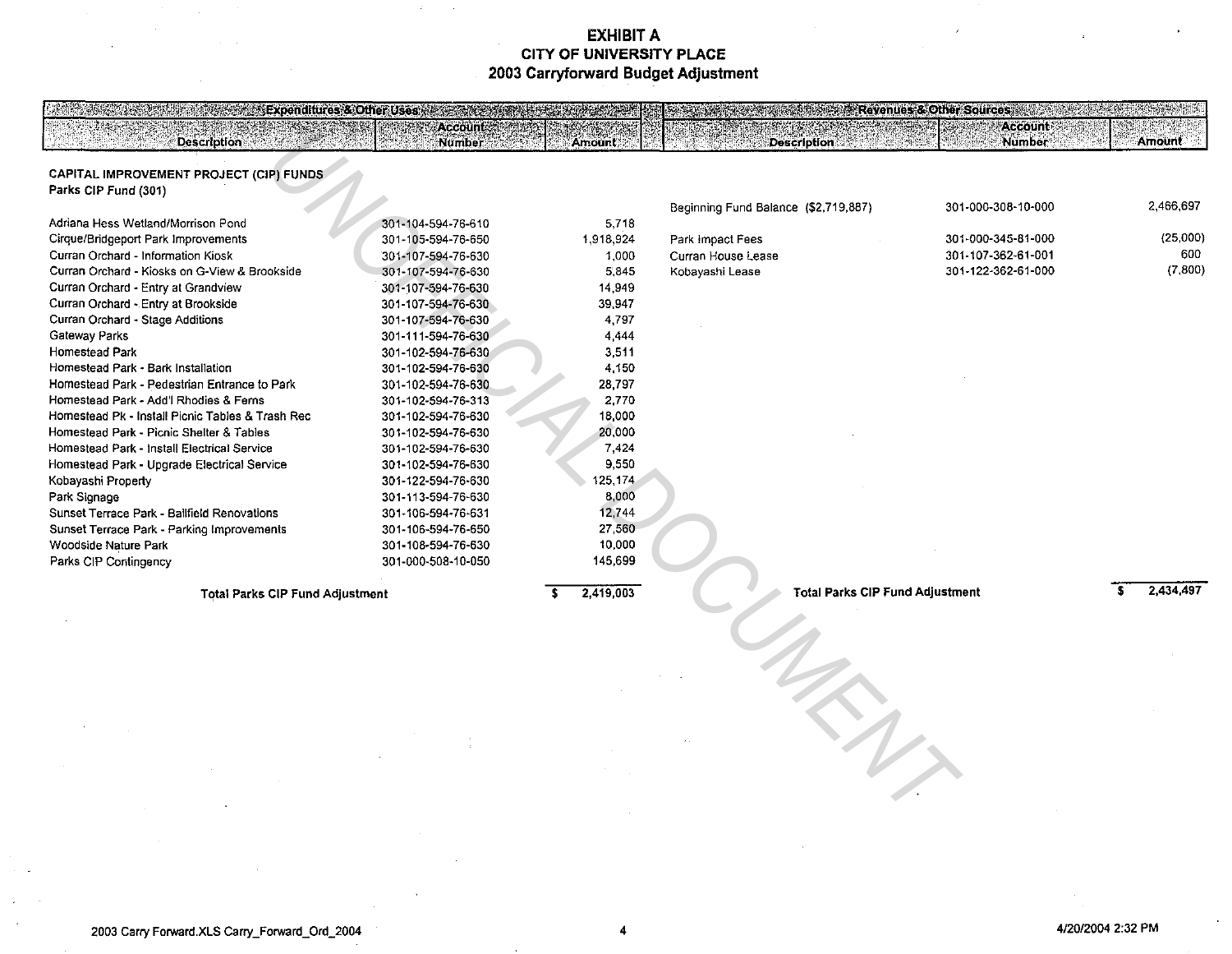# EXHIBIT A
## CITY OF UNIVERSITY PLACE
## 2003 Carryforward Budget Adjustment

| Expenditures & Other Uses | | | Revenues & Other Sources | | |
|---|---|---|---|---|---|
| **Description** | **Account Number** | **Amount** | **Description** | **Account Number** | **Amount** |
| **CAPITAL IMPROVEMENT PROJECT (CIP) FUNDS** | | | | | |
| **Parks CIP Fund (301)** | | | | | |
| | | | Beginning Fund Balance ($2,719,887) | 301-000-308-10-000 | 2,466,697 |
| Adriana Hess Wetland/Morrison Pond | 301-104-594-76-610 | 5,718 | | | |
| Cirque/Bridgeport Park Improvements | 301-105-594-76-650 | 1,918,924 | Park Impact Fees | 301-000-345-81-000 | (25,000) |
| Curran Orchard - Information Kiosk | 301-107-594-76-630 | 1,000 | Curran House Lease | 301-107-362-61-001 | 600 |
| Curran Orchard - Kiosks on G-View & Brookside | 301-107-594-76-630 | 5,845 | Kobayashi Lease | 301-122-362-61-000 | (7,800) |
| Curran Orchard - Entry at Grandview | 301-107-594-76-630 | 14,949 | | | |
| Curran Orchard - Entry at Brookside | 301-107-594-76-630 | 39,947 | | | |
| Curran Orchard - Stage Additions | 301-107-594-76-630 | 4,797 | | | |
| Gateway Parks | 301-111-594-76-630 | 4,444 | | | |
| Homestead Park | 301-102-594-76-630 | 3,511 | | | |
| Homestead Park - Bark Installation | 301-102-594-76-630 | 4,150 | | | |
| Homestead Park - Pedestrian Entrance to Park | 301-102-594-76-630 | 28,797 | | | |
| Homestead Park - Add'l Rhodies & Ferns | 301-102-594-76-313 | 2,770 | | | |
| Homestead Pk - Install Picnic Tables & Trash Rec | 301-102-594-76-630 | 18,000 | | | |
| Homestead Park - Picnic Shelter & Tables | 301-102-594-76-630 | 20,000 | | | |
| Homestead Park - Install Electrical Service | 301-102-594-76-630 | 7,424 | | | |
| Homestead Park - Upgrade Electrical Service | 301-102-594-76-630 | 9,550 | | | |
| Kobayashi Property | 301-122-594-76-630 | 125,174 | | | |
| Park Signage | 301-113-594-76-630 | 8,000 | | | |
| Sunset Terrace Park - Ballfield Renovations | 301-106-594-76-631 | 12,744 | | | |
| Sunset Terrace Park - Parking Improvements | 301-106-594-76-650 | 27,560 | | | |
| Woodside Nature Park | 301-108-594-76-630 | 10,000 | | | |
| Parks CIP Contingency | 301-000-508-10-050 | 145,699 | | | |
| **Total Parks CIP Fund Adjustment** | | $ 2,419,003 | **Total Parks CIP Fund Adjustment** | | $ 2,434,497 |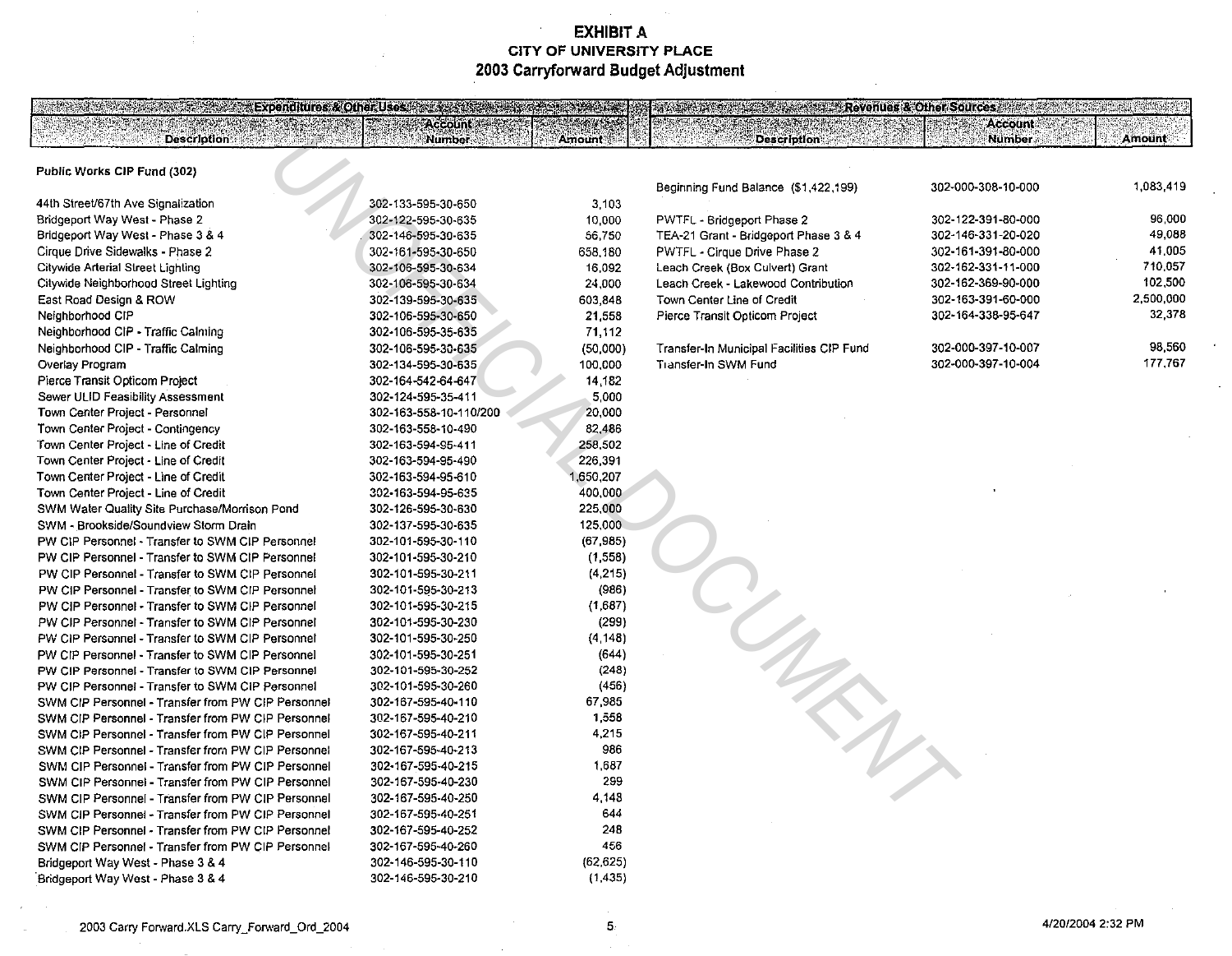# EXHIBIT A
## CITY OF UNIVERSITY PLACE
## 2003 Carryforward Budget Adjustment

| Expenditures & Other Uses | | | Revenues & Other Sources | | |
|---|---|---|---|---|---|
| Description | Account Number | Amount | Description | Account Number | Amount |
| **Public Works CIP Fund (302)** | | | | | |
| | | | Beginning Fund Balance ($1,422,199) | 302-000-308-10-000 | 1,083,419 |
| 44th Street/67th Ave Signalization | 302-133-595-30-650 | 3,103 | | | |
| Bridgeport Way West - Phase 2 | 302-122-595-30-635 | 10,000 | PWTFL - Bridgeport Phase 2 | 302-122-391-80-000 | 96,000 |
| Bridgeport Way West - Phase 3 & 4 | 302-146-595-30-635 | 56,750 | TEA-21 Grant - Bridgeport Phase 3 & 4 | 302-146-331-20-020 | 49,088 |
| Cirque Drive Sidewalks - Phase 2 | 302-161-595-30-650 | 658,180 | PWTFL - Cirque Drive Phase 2 | 302-161-391-80-000 | 41,005 |
| Citywide Arterial Street Lighting | 302-106-595-30-634 | 16,092 | Leach Creek (Box Culvert) Grant | 302-162-331-11-000 | 710,057 |
| Citywide Neighborhood Street Lighting | 302-106-595-30-634 | 24,000 | Leach Creek - Lakewood Contribution | 302-162-369-90-000 | 102,500 |
| East Road Design & ROW | 302-139-595-30-635 | 603,848 | Town Center Line of Credit | 302-163-391-60-000 | 2,500,000 |
| Neighborhood CIP | 302-106-595-30-650 | 21,558 | Pierce Transit Opticom Project | 302-164-338-95-647 | 32,378 |
| Neighborhood CIP - Traffic Calming | 302-106-595-35-635 | 71,112 | | | |
| Neighborhood CIP - Traffic Calming | 302-106-595-30-635 | (50,000) | Transfer-In Municipal Facilities CIP Fund | 302-000-397-10-007 | 98,560 |
| Overlay Program | 302-134-595-30-635 | 100,000 | Transfer-In SWM Fund | 302-000-397-10-004 | 177,767 |
| Pierce Transit Opticom Project | 302-164-542-64-647 | 14,182 | | | |
| Sewer ULID Feasibility Assessment | 302-124-595-35-411 | 5,000 | | | |
| Town Center Project - Personnel | 302-163-558-10-110/200 | 20,000 | | | |
| Town Center Project - Contingency | 302-163-558-10-490 | 82,486 | | | |
| Town Center Project - Line of Credit | 302-163-594-95-411 | 258,502 | | | |
| Town Center Project - Line of Credit | 302-163-594-95-490 | 226,391 | | | |
| Town Center Project - Line of Credit | 302-163-594-95-610 | 1,650,207 | | | |
| Town Center Project - Line of Credit | 302-163-594-95-635 | 400,000 | | | |
| SWM Water Quality Site Purchase/Morrison Pond | 302-126-595-30-630 | 225,000 | | | |
| SWM - Brookside/Soundview Storm Drain | 302-137-595-30-635 | 125,000 | | | |
| PW CIP Personnel - Transfer to SWM CIP Personnel | 302-101-595-30-110 | (67,985) | | | |
| PW CIP Personnel - Transfer to SWM CIP Personnel | 302-101-595-30-210 | (1,558) | | | |
| PW CIP Personnel - Transfer to SWM CIP Personnel | 302-101-595-30-211 | (4,215) | | | |
| PW CIP Personnel - Transfer to SWM CIP Personnel | 302-101-595-30-213 | (986) | | | |
| PW CIP Personnel - Transfer to SWM CIP Personnel | 302-101-595-30-215 | (1,687) | | | |
| PW CIP Personnel - Transfer to SWM CIP Personnel | 302-101-595-30-230 | (299) | | | |
| PW CIP Personnel - Transfer to SWM CIP Personnel | 302-101-595-30-250 | (4,148) | | | |
| PW CIP Personnel - Transfer to SWM CIP Personnel | 302-101-595-30-251 | (644) | | | |
| PW CIP Personnel - Transfer to SWM CIP Personnel | 302-101-595-30-252 | (248) | | | |
| PW CIP Personnel - Transfer to SWM CIP Personnel | 302-101-595-30-260 | (456) | | | |
| SWM CIP Personnel - Transfer from PW CIP Personnel | 302-167-595-40-110 | 67,985 | | | |
| SWM CIP Personnel - Transfer from PW CIP Personnel | 302-167-595-40-210 | 1,558 | | | |
| SWM CIP Personnel - Transfer from PW CIP Personnel | 302-167-595-40-211 | 4,215 | | | |
| SWM CIP Personnel - Transfer from PW CIP Personnel | 302-167-595-40-213 | 986 | | | |
| SWM CIP Personnel - Transfer from PW CIP Personnel | 302-167-595-40-215 | 1,687 | | | |
| SWM CIP Personnel - Transfer from PW CIP Personnel | 302-167-595-40-230 | 299 | | | |
| SWM CIP Personnel - Transfer from PW CIP Personnel | 302-167-595-40-250 | 4,148 | | | |
| SWM CIP Personnel - Transfer from PW CIP Personnel | 302-167-595-40-251 | 644 | | | |
| SWM CIP Personnel - Transfer from PW CIP Personnel | 302-167-595-40-252 | 248 | | | |
| SWM CIP Personnel - Transfer from PW CIP Personnel | 302-167-595-40-260 | 456 | | | |
| Bridgeport Way West - Phase 3 & 4 | 302-146-595-30-110 | (62,625) | | | |
| Bridgeport Way West - Phase 3 & 4 | 302-146-595-30-210 | (1,435) | | | |

2003 Carry Forward.XLS Carry_Forward_Ord_2004 4/20/2004 2:32 PM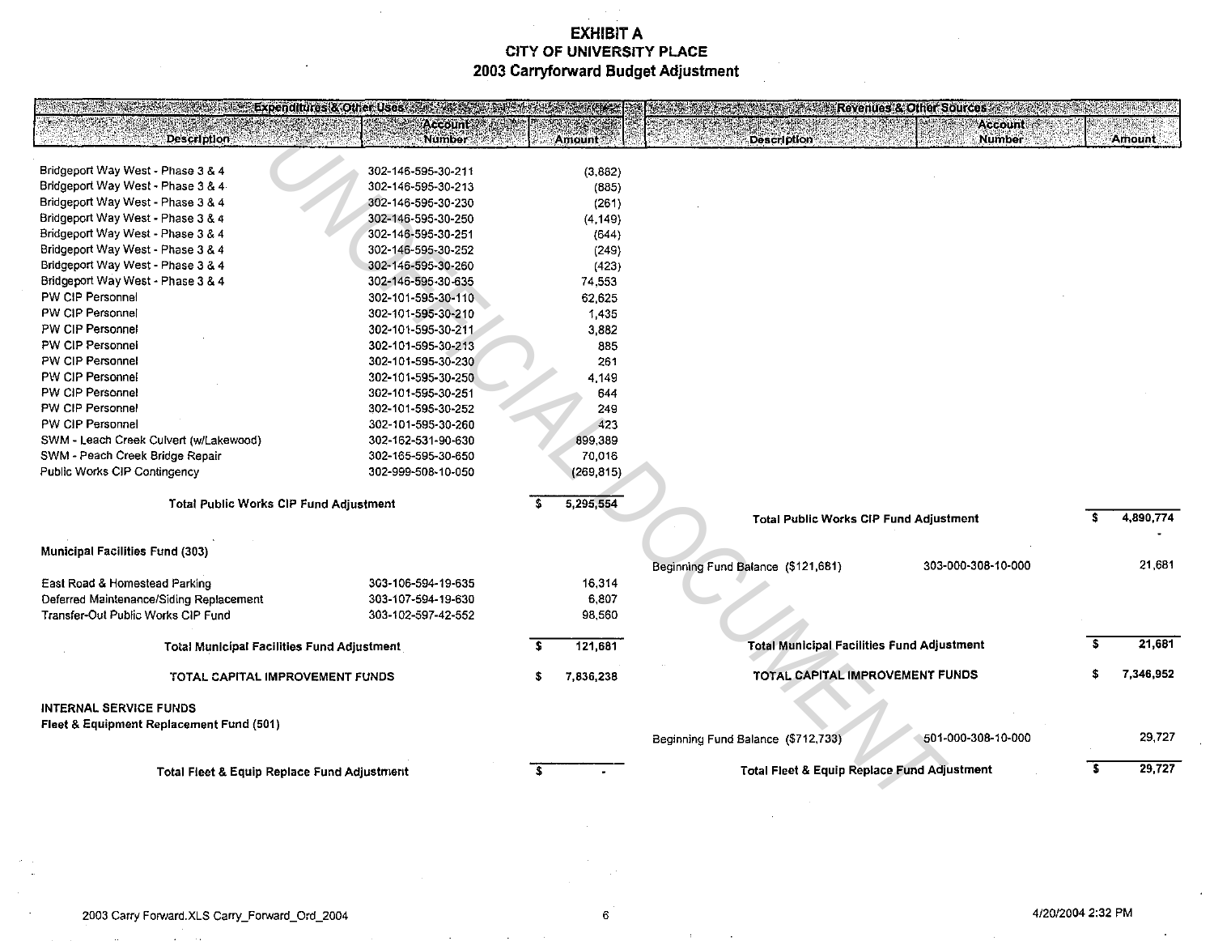# EXHIBIT A
## CITY OF UNIVERSITY PLACE
## 2003 Carryforward Budget Adjustment

| Expenditures & Other Uses | | | Revenues & Other Sources | | |
|---|---|---|---|---|---|
| **Description** | **Account Number** | **Amount** | **Description** | **Account Number** | **Amount** |
| Bridgeport Way West - Phase 3 & 4 | 302-146-595-30-211 | (3,882) | | | |
| Bridgeport Way West - Phase 3 & 4 | 302-146-595-30-213 | (885) | | | |
| Bridgeport Way West - Phase 3 & 4 | 302-146-595-30-230 | (261) | | | |
| Bridgeport Way West - Phase 3 & 4 | 302-146-595-30-250 | (4,149) | | | |
| Bridgeport Way West - Phase 3 & 4 | 302-146-595-30-251 | (644) | | | |
| Bridgeport Way West - Phase 3 & 4 | 302-146-595-30-252 | (249) | | | |
| Bridgeport Way West - Phase 3 & 4 | 302-146-595-30-260 | (423) | | | |
| Bridgeport Way West - Phase 3 & 4 | 302-146-595-30-635 | 74,553 | | | |
| PW CIP Personnel | 302-101-595-30-110 | 62,625 | | | |
| PW CIP Personnel | 302-101-595-30-210 | 1,435 | | | |
| PW CIP Personnel | 302-101-595-30-211 | 3,882 | | | |
| PW CIP Personnel | 302-101-595-30-213 | 885 | | | |
| PW CIP Personnel | 302-101-595-30-230 | 261 | | | |
| PW CIP Personnel | 302-101-595-30-250 | 4,149 | | | |
| PW CIP Personnel | 302-101-595-30-251 | 644 | | | |
| PW CIP Personnel | 302-101-595-30-252 | 249 | | | |
| PW CIP Personnel | 302-101-595-30-260 | 423 | | | |
| SWM - Leach Creek Culvert (w/Lakewood) | 302-162-531-90-630 | 899,389 | | | |
| SWM - Peach Creek Bridge Repair | 302-165-595-30-650 | 70,016 | | | |
| Public Works CIP Contingency | 302-999-508-10-050 | (269,815) | | | |
| **Total Public Works CIP Fund Adjustment** | | $ 5,295,554 | **Total Public Works CIP Fund Adjustment** | | $ 4,890,774 |
| **Municipal Facilities Fund (303)** | | | | | |
| | | | Beginning Fund Balance ($121,681) | 303-000-308-10-000 | 21,681 |
| East Road & Homestead Parking | 303-106-594-19-635 | 16,314 | | | |
| Deferred Maintenance/Siding Replacement | 303-107-594-19-630 | 6,807 | | | |
| Transfer-Out Public Works CIP Fund | 303-102-597-42-552 | 98,560 | | | |
| **Total Municipal Facilities Fund Adjustment** | | $ 121,681 | **Total Municipal Facilities Fund Adjustment** | | $ 21,681 |
| **TOTAL CAPITAL IMPROVEMENT FUNDS** | | $ 7,836,238 | **TOTAL CAPITAL IMPROVEMENT FUNDS** | | $ 7,346,952 |
| **INTERNAL SERVICE FUNDS** | | | | | |
| **Fleet & Equipment Replacement Fund (501)** | | | | | |
| | | | Beginning Fund Balance ($712,733) | 501-000-308-10-000 | 29,727 |
| **Total Fleet & Equip Replace Fund Adjustment** | | $ - | **Total Fleet & Equip Replace Fund Adjustment** | | $ 29,727 |

2003 Carry Forward.XLS Carry_Forward_Ord_2004 — 4/20/2004 2:32 PM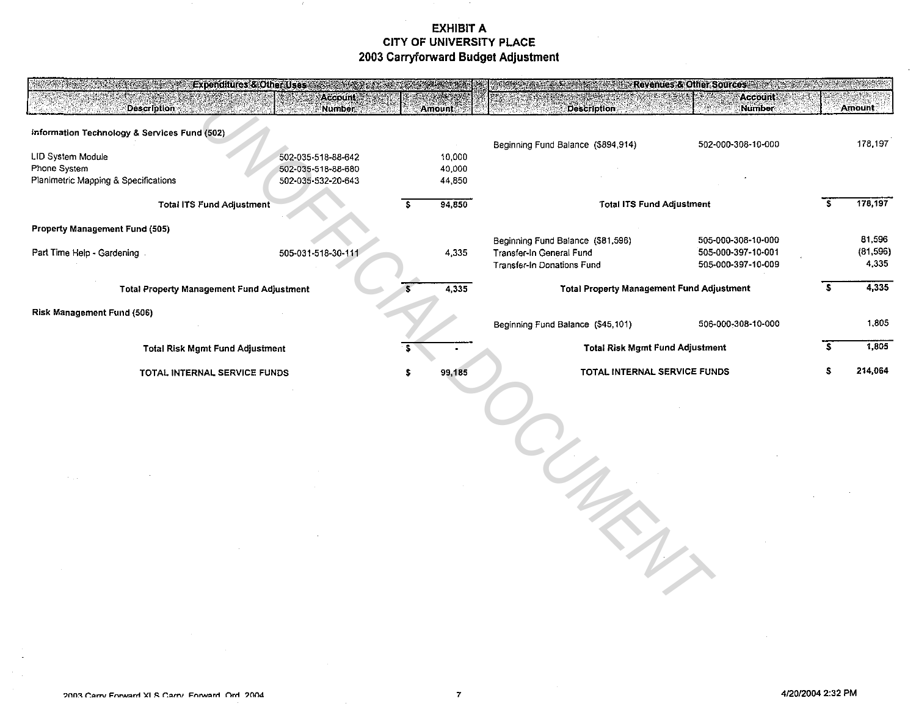# EXHIBIT A
## CITY OF UNIVERSITY PLACE
## 2003 Carryforward Budget Adjustment

| Expenditures & Other Uses | | | Revenues & Other Sources | | |
|---|---|---|---|---|---|
| **Description** | **Account Number** | **Amount** | **Description** | **Account Number** | **Amount** |
| **Information Technology & Services Fund (502)** | | | | | |
| | | | Beginning Fund Balance ($894,914) | 502-000-308-10-000 | 178,197 |
| LID System Module | 502-035-518-88-642 | 10,000 | | | |
| Phone System | 502-035-518-88-680 | 40,000 | | | |
| Planimetric Mapping & Specifications | 502-035-532-20-643 | 44,850 | | | |
| **Total ITS Fund Adjustment** | | $ 94,850 | **Total ITS Fund Adjustment** | | $ 178,197 |
| **Property Management Fund (505)** | | | | | |
| | | | Beginning Fund Balance ($81,596) | 505-000-308-10-000 | 81,596 |
| Part Time Help - Gardening | 505-031-518-30-111 | 4,335 | Transfer-In General Fund | 505-000-397-10-001 | (81,596) |
| | | | Transfer-In Donations Fund | 505-000-397-10-009 | 4,335 |
| **Total Property Management Fund Adjustment** | | $ 4,335 | **Total Property Management Fund Adjustment** | | $ 4,335 |
| **Risk Management Fund (506)** | | | | | |
| | | | Beginning Fund Balance ($45,101) | 506-000-308-10-000 | 1,805 |
| **Total Risk Mgmt Fund Adjustment** | | $ - | **Total Risk Mgmt Fund Adjustment** | | $ 1,805 |
| **TOTAL INTERNAL SERVICE FUNDS** | | $ 99,185 | **TOTAL INTERNAL SERVICE FUNDS** | | $ 214,064 |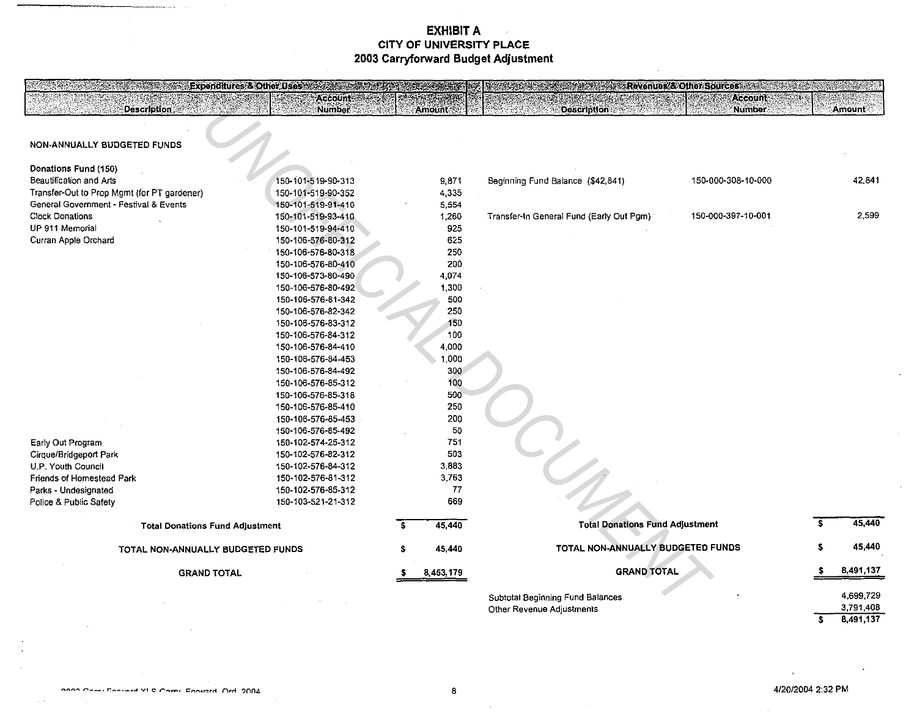# EXHIBIT A
## CITY OF UNIVERSITY PLACE
## 2003 Carryforward Budget Adjustment

| Expenditures & Other Uses | | | Revenues & Other Sources | | |
|---|---|---|---|---|---|
| **Description** | **Account Number** | **Amount** | **Description** | **Account Number** | **Amount** |
| **NON-ANNUALLY BUDGETED FUNDS** | | | | | |
| **Donations Fund (150)** | | | | | |
| Beautification and Arts | 150-101-519-90-313 | 9,871 | Beginning Fund Balance ($42,841) | 150-000-308-10-000 | 42,841 |
| Transfer-Out to Prop Mgmt (for PT gardener) | 150-101-519-90-352 | 4,335 | | | |
| General Government - Festival & Events | 150-101-519-91-410 | 5,554 | | | |
| Clock Donations | 150-101-519-93-410 | 1,260 | Transfer-In General Fund (Early Out Pgm) | 150-000-397-10-001 | 2,599 |
| UP 911 Memorial | 150-101-519-94-410 | 925 | | | |
| Curran Apple Orchard | 150-106-576-80-312 | 625 | | | |
| | 150-106-576-80-318 | 250 | | | |
| | 150-106-576-80-410 | 200 | | | |
| | 150-106-573-80-490 | 4,074 | | | |
| | 150-106-576-80-492 | 1,300 | | | |
| | 150-106-576-81-342 | 500 | | | |
| | 150-106-576-82-342 | 250 | | | |
| | 150-106-576-83-312 | 150 | | | |
| | 150-106-576-84-312 | 100 | | | |
| | 150-106-576-84-410 | 4,000 | | | |
| | 150-106-576-84-453 | 1,000 | | | |
| | 150-106-576-84-492 | 300 | | | |
| | 150-106-576-85-312 | 100 | | | |
| | 150-106-576-85-318 | 500 | | | |
| | 150-106-576-85-410 | 250 | | | |
| | 150-106-576-85-453 | 200 | | | |
| | 150-106-576-85-492 | 50 | | | |
| Early Out Program | 150-102-574-25-312 | 751 | | | |
| Cirque/Bridgeport Park | 150-102-576-82-312 | 503 | | | |
| U.P. Youth Council | 150-102-576-84-312 | 3,883 | | | |
| Friends of Homestead Park | 150-102-576-81-312 | 3,763 | | | |
| Parks - Undesignated | 150-102-576-85-312 | 77 | | | |
| Police & Public Safety | 150-103-521-21-312 | 669 | | | |
| **Total Donations Fund Adjustment** | | $ 45,440 | **Total Donations Fund Adjustment** | | $ 45,440 |
| **TOTAL NON-ANNUALLY BUDGETED FUNDS** | | $ 45,440 | **TOTAL NON-ANNUALLY BUDGETED FUNDS** | | $ 45,440 |
| **GRAND TOTAL** | | $ 8,453,179 | **GRAND TOTAL** | | $ 8,491,137 |
| | | | Subtotal Beginning Fund Balances | | 4,699,729 |
| | | | Other Revenue Adjustments | | 3,791,408 |
| | | | | | $ 8,491,137 |

UNOFFICIAL DOCUMENT

2003 Carry Forward XLS Carry Forward Ord 2004

4/20/2004 2:32 PM